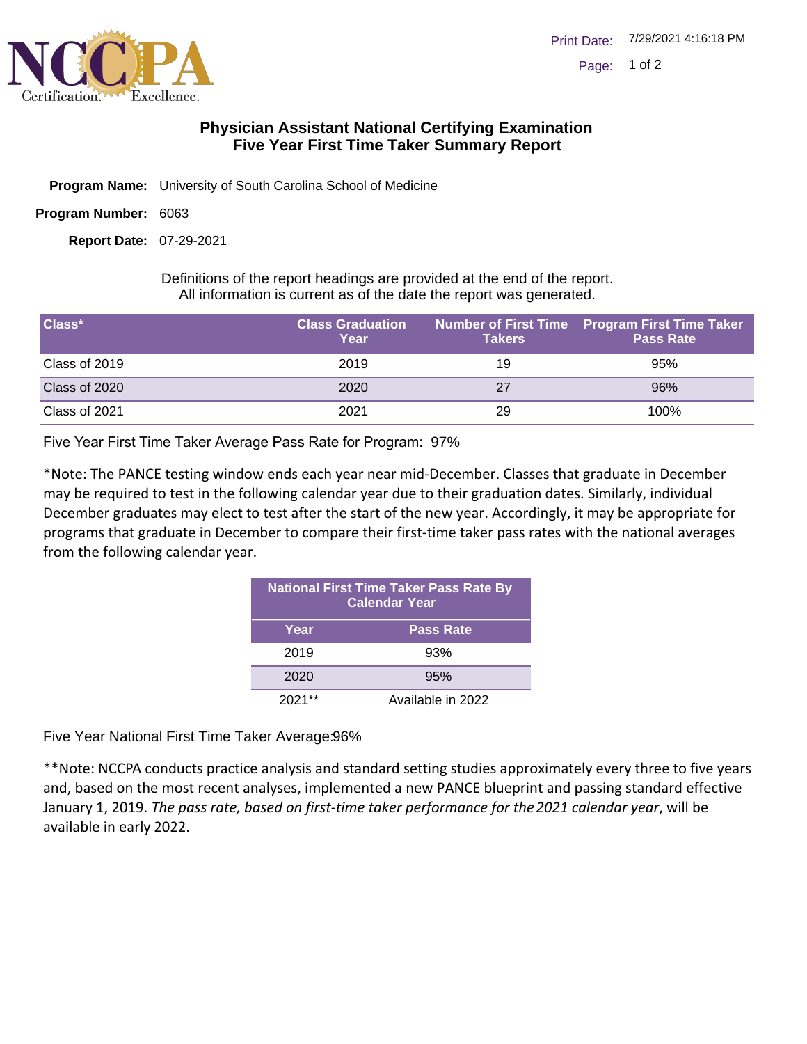# Physician Assistant National Certifying Examination
## Five Year First Time Taker Summary Report

**Program Name:** University of South Carolina School of Medicine

**Program Number:** 6063

**Report Date:** 07-29-2021

Definitions of the report headings are provided at the end of the report.
All information is current as of the date the report was generated.

| Class* | Class Graduation Year | Number of First Time Takers | Program First Time Taker Pass Rate |
|---|---|---|---|
| Class of 2019 | 2019 | 19 | 95% |
| Class of 2020 | 2020 | 27 | 96% |
| Class of 2021 | 2021 | 29 | 100% |

Five Year First Time Taker Average Pass Rate for Program: 97%

*Note: The PANCE testing window ends each year near mid-December. Classes that graduate in December may be required to test in the following calendar year due to their graduation dates. Similarly, individual December graduates may elect to test after the start of the new year. Accordingly, it may be appropriate for programs that graduate in December to compare their first-time taker pass rates with the national averages from the following calendar year.

| National First Time Taker Pass Rate By Calendar Year | |
|---|---|
| **Year** | **Pass Rate** |
| 2019 | 93% |
| 2020 | 95% |
| 2021** | Available in 2022 |

Five Year National First Time Taker Average:96%

**Note: NCCPA conducts practice analysis and standard setting studies approximately every three to five years and, based on the most recent analyses, implemented a new PANCE blueprint and passing standard effective January 1, 2019. *The pass rate, based on first-time taker performance for the 2021 calendar year*, will be available in early 2022.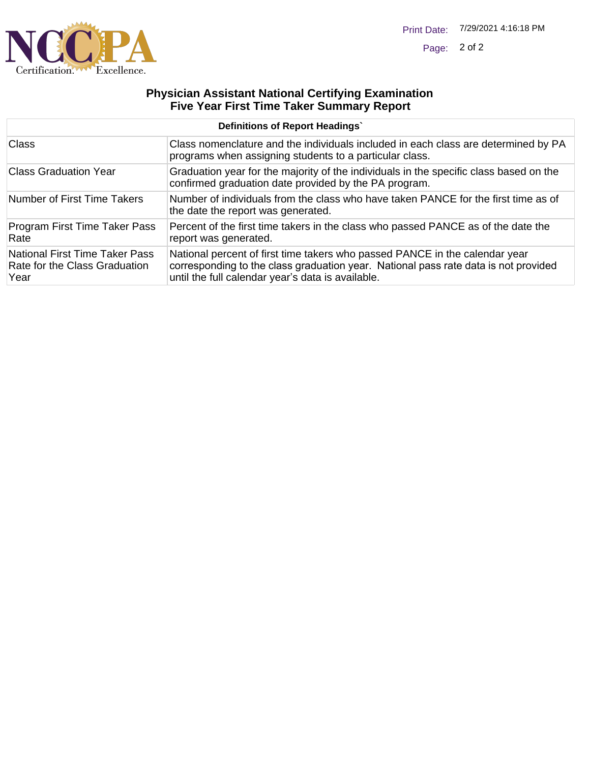## Physician Assistant National Certifying Examination
## Five Year First Time Taker Summary Report

| Definitions of Report Headings` | |
|---|---|
| Class | Class nomenclature and the individuals included in each class are determined by PA programs when assigning students to a particular class. |
| Class Graduation Year | Graduation year for the majority of the individuals in the specific class based on the confirmed graduation date provided by the PA program. |
| Number of First Time Takers | Number of individuals from the class who have taken PANCE for the first time as of the date the report was generated. |
| Program First Time Taker Pass Rate | Percent of the first time takers in the class who passed PANCE as of the date the report was generated. |
| National First Time Taker Pass Rate for the Class Graduation Year | National percent of first time takers who passed PANCE in the calendar year corresponding to the class graduation year. National pass rate data is not provided until the full calendar year's data is available. |